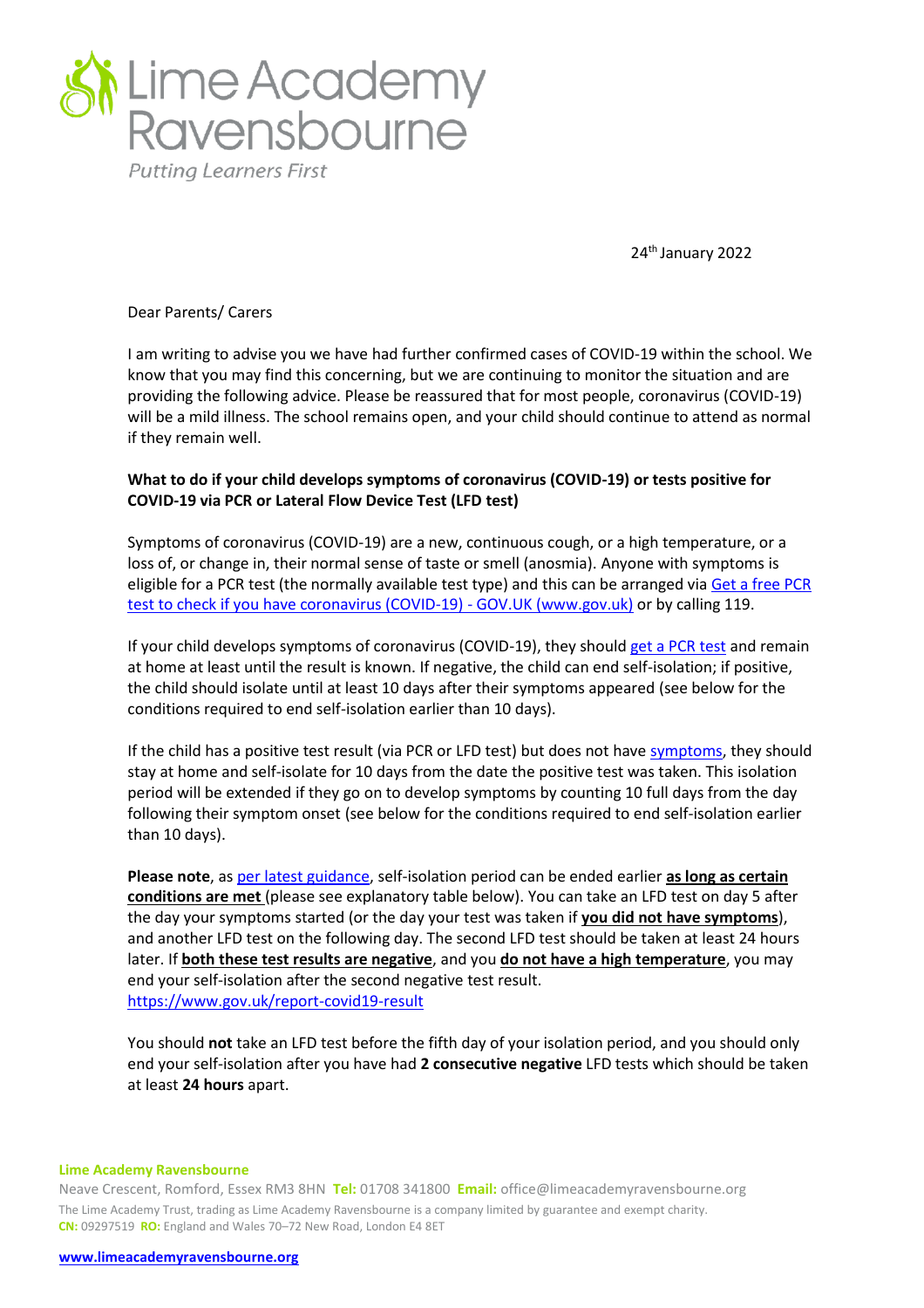# Lime Academy Ravensbourne

*Putting Learners First*

24th January 2022

Dear Parents/ Carers

I am writing to advise you we have had further confirmed cases of COVID-19 within the school. We know that you may find this concerning, but we are continuing to monitor the situation and are providing the following advice. Please be reassured that for most people, coronavirus (COVID-19) will be a mild illness. The school remains open, and your child should continue to attend as normal if they remain well.

**What to do if your child develops symptoms of coronavirus (COVID-19) or tests positive for COVID-19 via PCR or Lateral Flow Device Test (LFD test)**

Symptoms of coronavirus (COVID-19) are a new, continuous cough, or a high temperature, or a loss of, or change in, their normal sense of taste or smell (anosmia). Anyone with symptoms is eligible for a PCR test (the normally available test type) and this can be arranged via [Get a free PCR test to check if you have coronavirus (COVID-19) - GOV.UK (www.gov.uk)]() or by calling 119.

If your child develops symptoms of coronavirus (COVID-19), they should [get a PCR test]() and remain at home at least until the result is known. If negative, the child can end self-isolation; if positive, the child should isolate until at least 10 days after their symptoms appeared (see below for the conditions required to end self-isolation earlier than 10 days).

If the child has a positive test result (via PCR or LFD test) but does not have [symptoms](), they should stay at home and self-isolate for 10 days from the date the positive test was taken. This isolation period will be extended if they go on to develop symptoms by counting 10 full days from the day following their symptom onset (see below for the conditions required to end self-isolation earlier than 10 days).

**Please note**, as [per latest guidance](), self-isolation period can be ended earlier **as long as certain conditions are met** (please see explanatory table below). You can take an LFD test on day 5 after the day your symptoms started (or the day your test was taken if **you did not have symptoms**), and another LFD test on the following day. The second LFD test should be taken at least 24 hours later. If **both these test results are negative**, and you **do not have a high temperature**, you may end your self-isolation after the second negative test result.
https://www.gov.uk/report-covid19-result

You should **not** take an LFD test before the fifth day of your isolation period, and you should only end your self-isolation after you have had **2 consecutive negative** LFD tests which should be taken at least **24 hours** apart.

**Lime Academy Ravensbourne**
Neave Crescent, Romford, Essex RM3 8HN **Tel:** 01708 341800 **Email:** office@limeacademyravensbourne.org
The Lime Academy Trust, trading as Lime Academy Ravensbourne is a company limited by guarantee and exempt charity.
**CN:** 09297519 **RO:** England and Wales 70–72 New Road, London E4 8ET

www.limeacademyravensbourne.org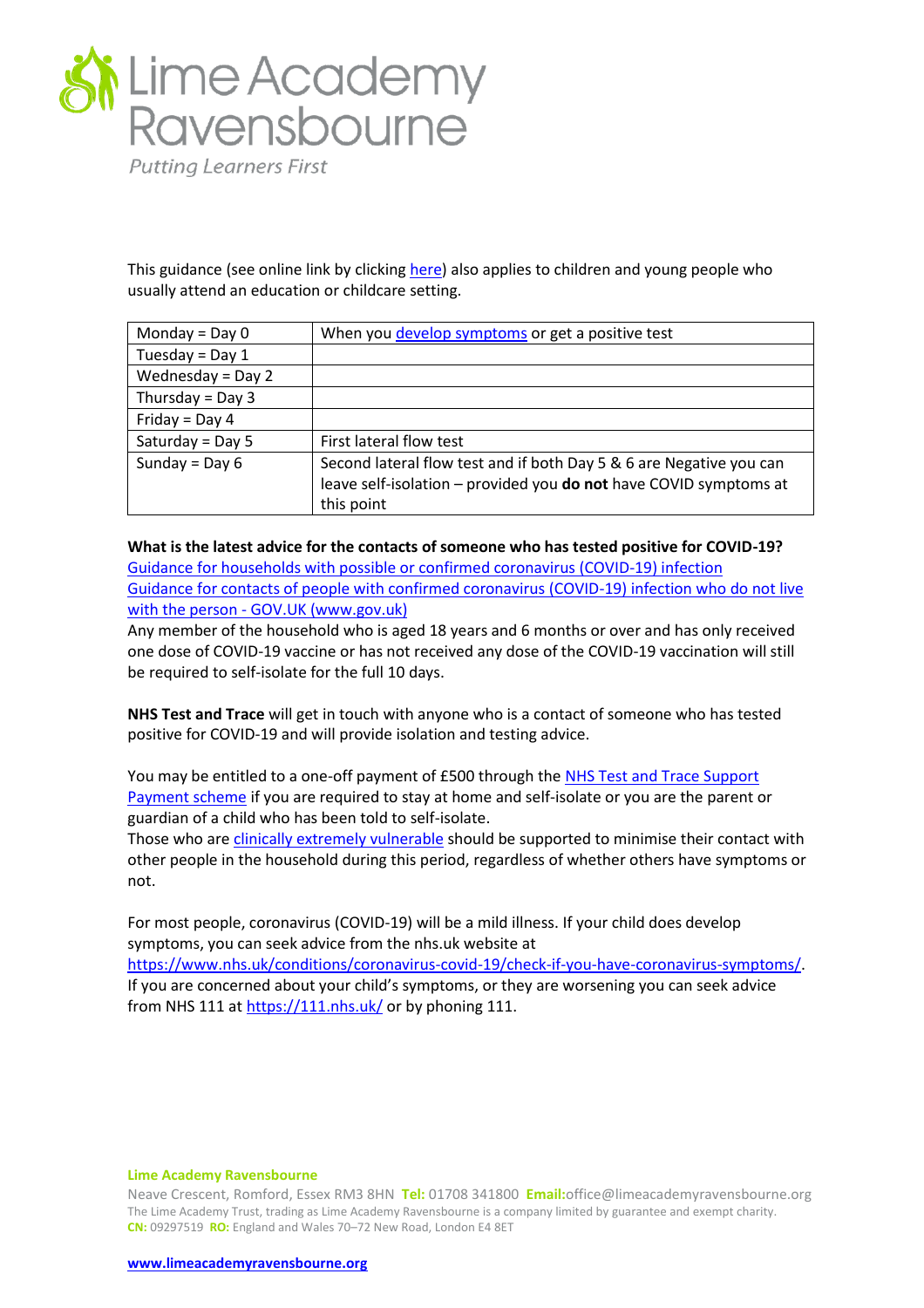This guidance (see online link by clicking here) also applies to children and young people who usually attend an education or childcare setting.

| Monday = Day 0 | When you develop symptoms or get a positive test |
|---|---|
| Tuesday = Day 1 | |
| Wednesday = Day 2 | |
| Thursday = Day 3 | |
| Friday = Day 4 | |
| Saturday = Day 5 | First lateral flow test |
| Sunday = Day 6 | Second lateral flow test and if both Day 5 & 6 are Negative you can leave self-isolation – provided you **do not** have COVID symptoms at this point |

**What is the latest advice for the contacts of someone who has tested positive for COVID-19?**

Guidance for households with possible or confirmed coronavirus (COVID-19) infection

Guidance for contacts of people with confirmed coronavirus (COVID-19) infection who do not live with the person - GOV.UK (www.gov.uk)

Any member of the household who is aged 18 years and 6 months or over and has only received one dose of COVID-19 vaccine or has not received any dose of the COVID-19 vaccination will still be required to self-isolate for the full 10 days.

**NHS Test and Trace** will get in touch with anyone who is a contact of someone who has tested positive for COVID-19 and will provide isolation and testing advice.

You may be entitled to a one-off payment of £500 through the NHS Test and Trace Support Payment scheme if you are required to stay at home and self-isolate or you are the parent or guardian of a child who has been told to self-isolate.

Those who are clinically extremely vulnerable should be supported to minimise their contact with other people in the household during this period, regardless of whether others have symptoms or not.

For most people, coronavirus (COVID-19) will be a mild illness. If your child does develop symptoms, you can seek advice from the nhs.uk website at https://www.nhs.uk/conditions/coronavirus-covid-19/check-if-you-have-coronavirus-symptoms/. If you are concerned about your child's symptoms, or they are worsening you can seek advice from NHS 111 at https://111.nhs.uk/ or by phoning 111.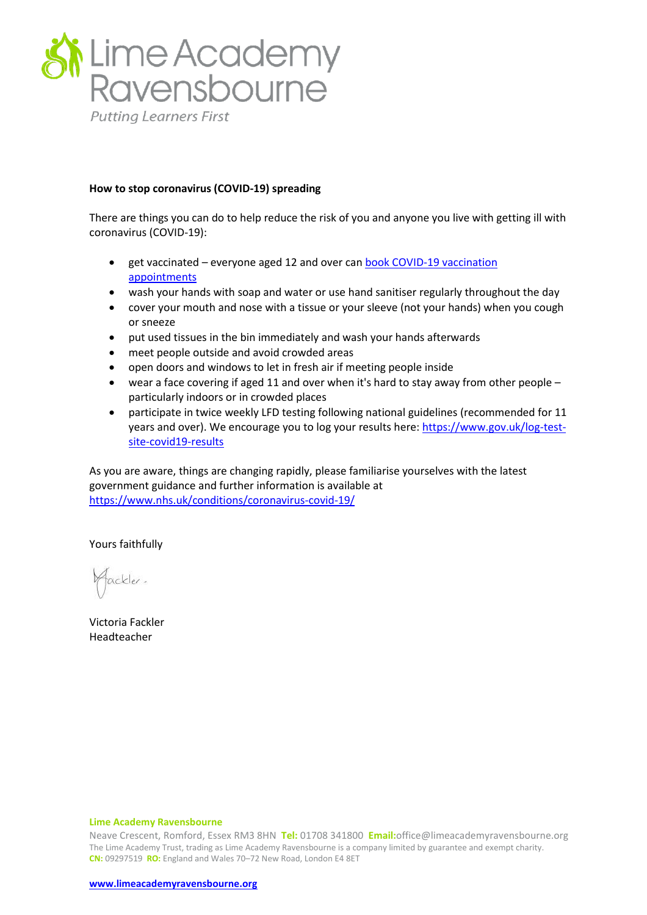Lime Academy Ravensbourne

*Putting Learners First*

**How to stop coronavirus (COVID-19) spreading**

There are things you can do to help reduce the risk of you and anyone you live with getting ill with coronavirus (COVID-19):

- get vaccinated – everyone aged 12 and over can [book COVID-19 vaccination appointments]()
- wash your hands with soap and water or use hand sanitiser regularly throughout the day
- cover your mouth and nose with a tissue or your sleeve (not your hands) when you cough or sneeze
- put used tissues in the bin immediately and wash your hands afterwards
- meet people outside and avoid crowded areas
- open doors and windows to let in fresh air if meeting people inside
- wear a face covering if aged 11 and over when it's hard to stay away from other people – particularly indoors or in crowded places
- participate in twice weekly LFD testing following national guidelines (recommended for 11 years and over). We encourage you to log your results here: https://www.gov.uk/log-test-site-covid19-results

As you are aware, things are changing rapidly, please familiarise yourselves with the latest government guidance and further information is available at https://www.nhs.uk/conditions/coronavirus-covid-19/

Yours faithfully

Fackler.

Victoria Fackler
Headteacher

**Lime Academy Ravensbourne**
Neave Crescent, Romford, Essex RM3 8HN **Tel:** 01708 341800 **Email:**office@limeacademyravensbourne.org
The Lime Academy Trust, trading as Lime Academy Ravensbourne is a company limited by guarantee and exempt charity.
**CN:** 09297519 **RO:** England and Wales 70–72 New Road, London E4 8ET

**www.limeacademyravensbourne.org**